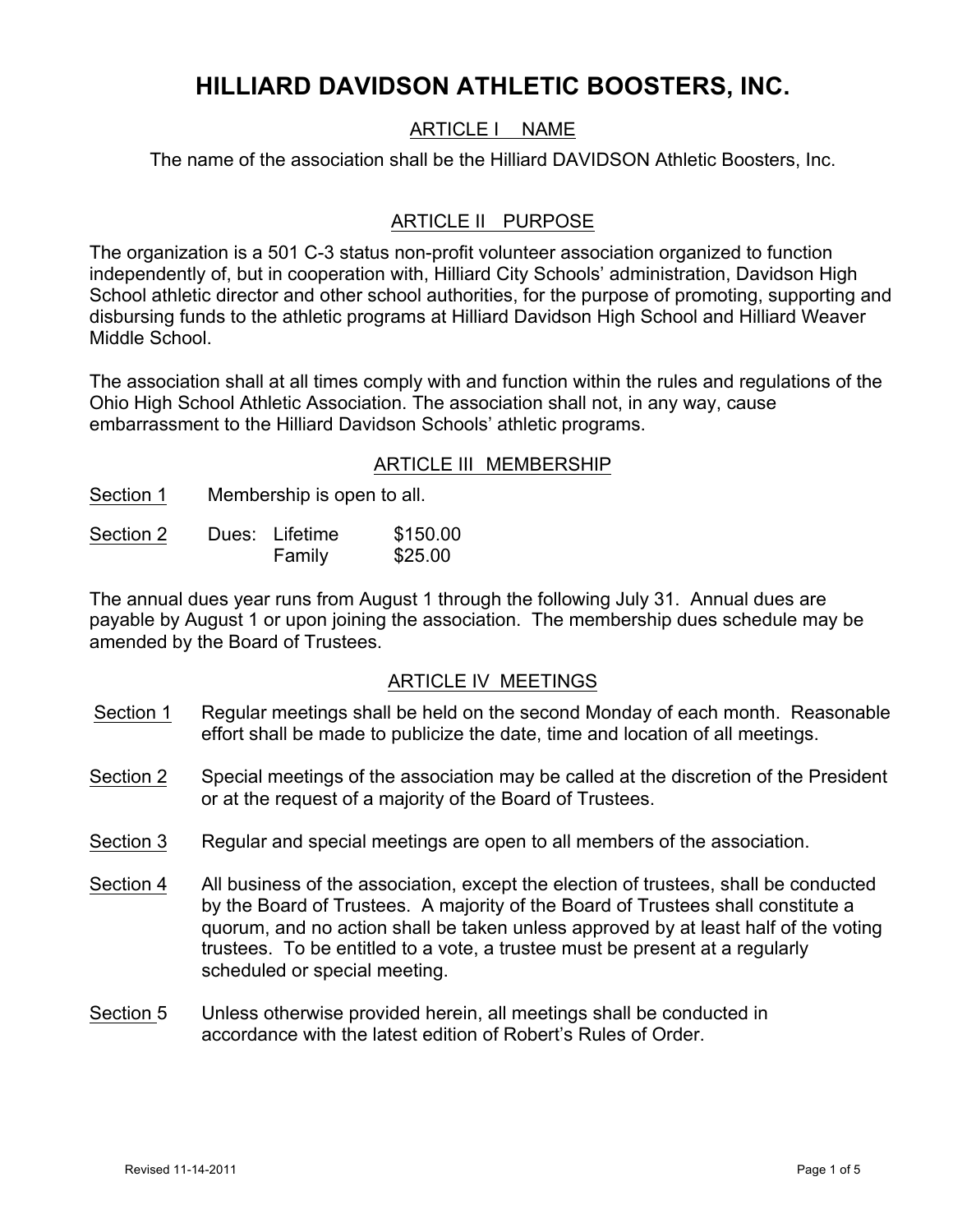# HILLIARD DAVIDSON ATHLETIC BOOSTERS, INC.

## ARTICLE I NAME

The name of the association shall be the Hilliard DAVIDSON Athletic Boosters, Inc.

## ARTICLE II PURPOSE

The organization is a 501 C-3 status non-profit volunteer association organized to function independently of, but in cooperation with, Hilliard City Schools' administration, Davidson High School athletic director and other school authorities, for the purpose of promoting, supporting and disbursing funds to the athletic programs at Hilliard Davidson High School and Hilliard Weaver Middle School.

The association shall at all times comply with and function within the rules and regulations of the Ohio High School Athletic Association. The association shall not, in any way, cause embarrassment to the Hilliard Davidson Schools' athletic programs.

## ARTICLE III MEMBERSHIP

Section 1 Membership is open to all.

Section 2 Dues:

| Dues | Amount |
| --- | --- |
| Lifetime | $150.00 |
| Family | $25.00 |

The annual dues year runs from August 1 through the following July 31. Annual dues are payable by August 1 or upon joining the association. The membership dues schedule may be amended by the Board of Trustees.

## ARTICLE IV MEETINGS

Section 1 Regular meetings shall be held on the second Monday of each month. Reasonable effort shall be made to publicize the date, time and location of all meetings.

Section 2 Special meetings of the association may be called at the discretion of the President or at the request of a majority of the Board of Trustees.

Section 3 Regular and special meetings are open to all members of the association.

Section 4 All business of the association, except the election of trustees, shall be conducted by the Board of Trustees. A majority of the Board of Trustees shall constitute a quorum, and no action shall be taken unless approved by at least half of the voting trustees. To be entitled to a vote, a trustee must be present at a regularly scheduled or special meeting.

Section 5 Unless otherwise provided herein, all meetings shall be conducted in accordance with the latest edition of Robert's Rules of Order.

Revised 11-14-2011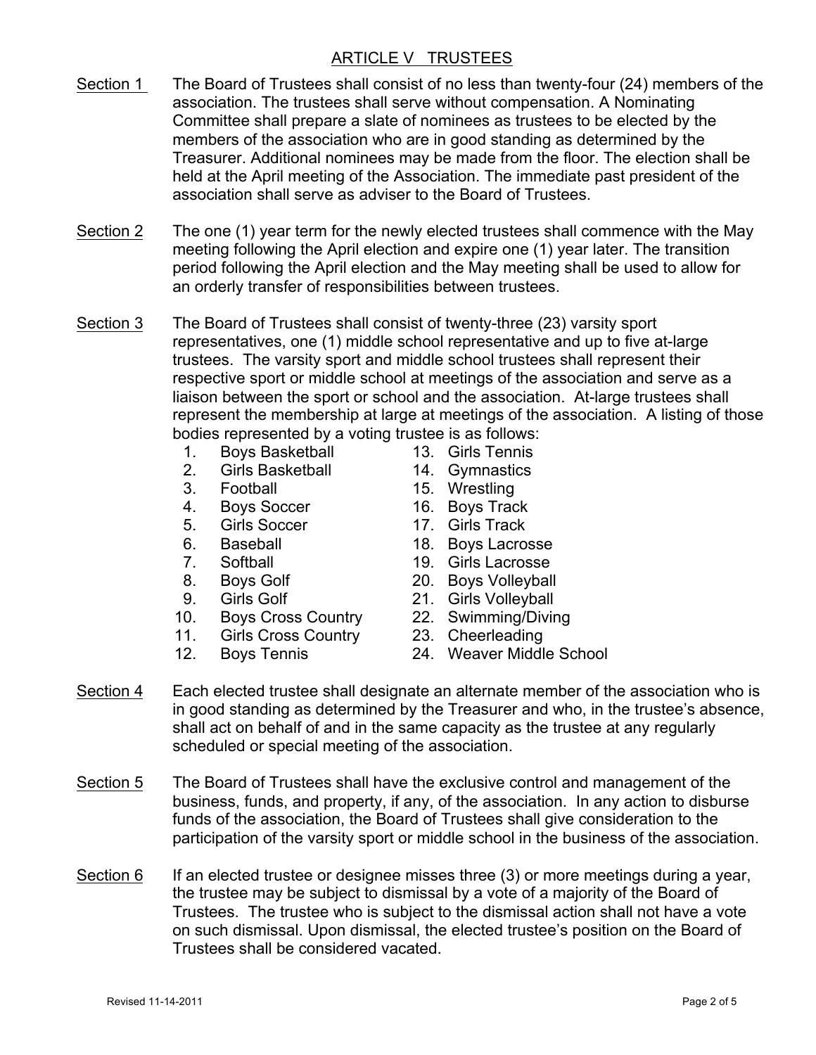## ARTICLE V TRUSTEES

Section 1 The Board of Trustees shall consist of no less than twenty-four (24) members of the association. The trustees shall serve without compensation. A Nominating Committee shall prepare a slate of nominees as trustees to be elected by the members of the association who are in good standing as determined by the Treasurer. Additional nominees may be made from the floor. The election shall be held at the April meeting of the Association. The immediate past president of the association shall serve as adviser to the Board of Trustees.

Section 2 The one (1) year term for the newly elected trustees shall commence with the May meeting following the April election and expire one (1) year later. The transition period following the April election and the May meeting shall be used to allow for an orderly transfer of responsibilities between trustees.

Section 3 The Board of Trustees shall consist of twenty-three (23) varsity sport representatives, one (1) middle school representative and up to five at-large trustees. The varsity sport and middle school trustees shall represent their respective sport or middle school at meetings of the association and serve as a liaison between the sport or school and the association. At-large trustees shall represent the membership at large at meetings of the association. A listing of those bodies represented by a voting trustee is as follows:

1. Boys Basketball
2. Girls Basketball
3. Football
4. Boys Soccer
5. Girls Soccer
6. Baseball
7. Softball
8. Boys Golf
9. Girls Golf
10. Boys Cross Country
11. Girls Cross Country
12. Boys Tennis
13. Girls Tennis
14. Gymnastics
15. Wrestling
16. Boys Track
17. Girls Track
18. Boys Lacrosse
19. Girls Lacrosse
20. Boys Volleyball
21. Girls Volleyball
22. Swimming/Diving
23. Cheerleading
24. Weaver Middle School

Section 4 Each elected trustee shall designate an alternate member of the association who is in good standing as determined by the Treasurer and who, in the trustee's absence, shall act on behalf of and in the same capacity as the trustee at any regularly scheduled or special meeting of the association.

Section 5 The Board of Trustees shall have the exclusive control and management of the business, funds, and property, if any, of the association. In any action to disburse funds of the association, the Board of Trustees shall give consideration to the participation of the varsity sport or middle school in the business of the association.

Section 6 If an elected trustee or designee misses three (3) or more meetings during a year, the trustee may be subject to dismissal by a vote of a majority of the Board of Trustees. The trustee who is subject to the dismissal action shall not have a vote on such dismissal. Upon dismissal, the elected trustee's position on the Board of Trustees shall be considered vacated.

Revised 11-14-2011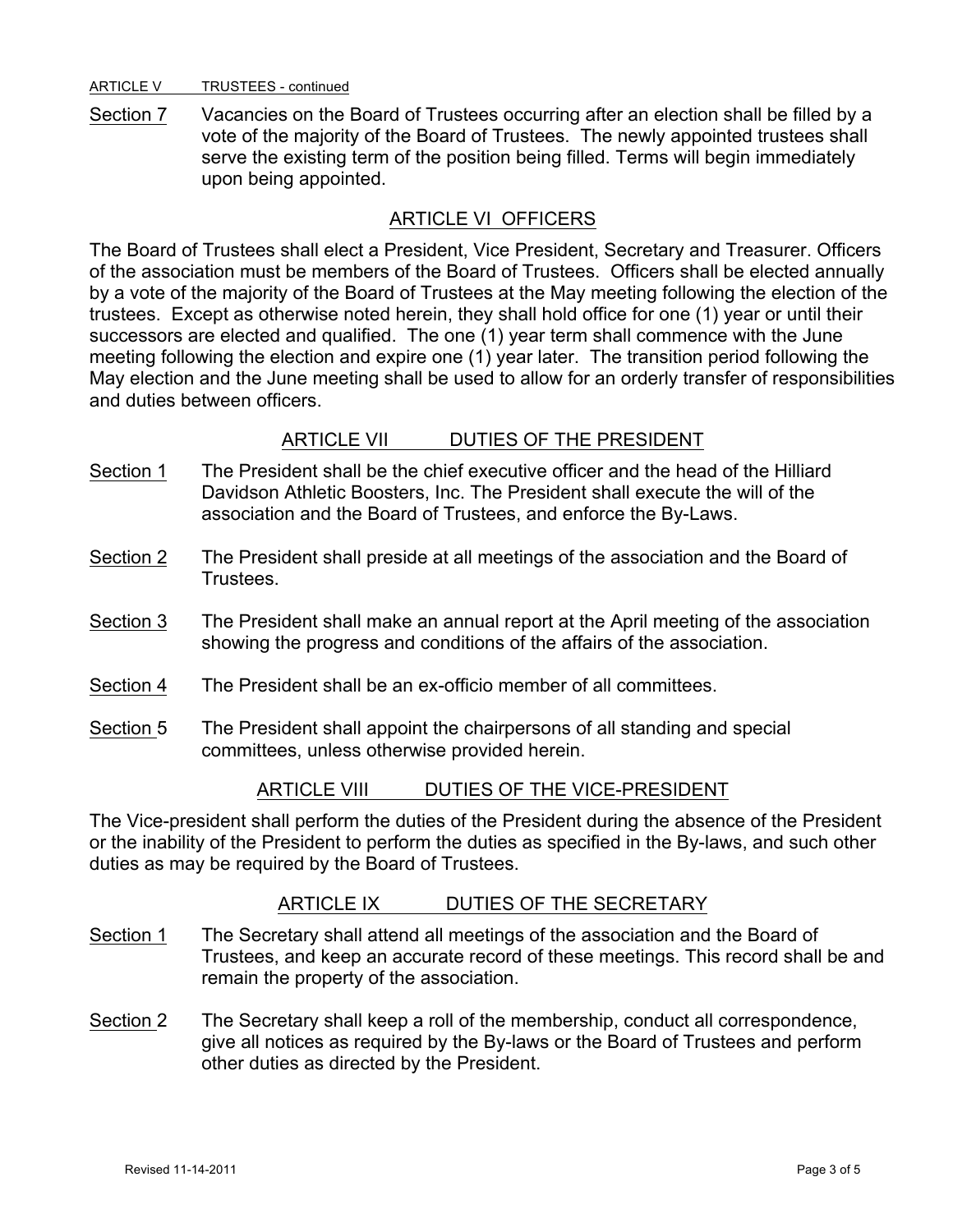ARTICLE V TRUSTEES - continued

Section 7 Vacancies on the Board of Trustees occurring after an election shall be filled by a vote of the majority of the Board of Trustees. The newly appointed trustees shall serve the existing term of the position being filled. Terms will begin immediately upon being appointed.

## ARTICLE VI OFFICERS

The Board of Trustees shall elect a President, Vice President, Secretary and Treasurer. Officers of the association must be members of the Board of Trustees. Officers shall be elected annually by a vote of the majority of the Board of Trustees at the May meeting following the election of the trustees. Except as otherwise noted herein, they shall hold office for one (1) year or until their successors are elected and qualified. The one (1) year term shall commence with the June meeting following the election and expire one (1) year later. The transition period following the May election and the June meeting shall be used to allow for an orderly transfer of responsibilities and duties between officers.

## ARTICLE VII DUTIES OF THE PRESIDENT

Section 1 The President shall be the chief executive officer and the head of the Hilliard Davidson Athletic Boosters, Inc. The President shall execute the will of the association and the Board of Trustees, and enforce the By-Laws.

Section 2 The President shall preside at all meetings of the association and the Board of Trustees.

Section 3 The President shall make an annual report at the April meeting of the association showing the progress and conditions of the affairs of the association.

Section 4 The President shall be an ex-officio member of all committees.

Section 5 The President shall appoint the chairpersons of all standing and special committees, unless otherwise provided herein.

## ARTICLE VIII DUTIES OF THE VICE-PRESIDENT

The Vice-president shall perform the duties of the President during the absence of the President or the inability of the President to perform the duties as specified in the By-laws, and such other duties as may be required by the Board of Trustees.

## ARTICLE IX DUTIES OF THE SECRETARY

Section 1 The Secretary shall attend all meetings of the association and the Board of Trustees, and keep an accurate record of these meetings. This record shall be and remain the property of the association.

Section 2 The Secretary shall keep a roll of the membership, conduct all correspondence, give all notices as required by the By-laws or the Board of Trustees and perform other duties as directed by the President.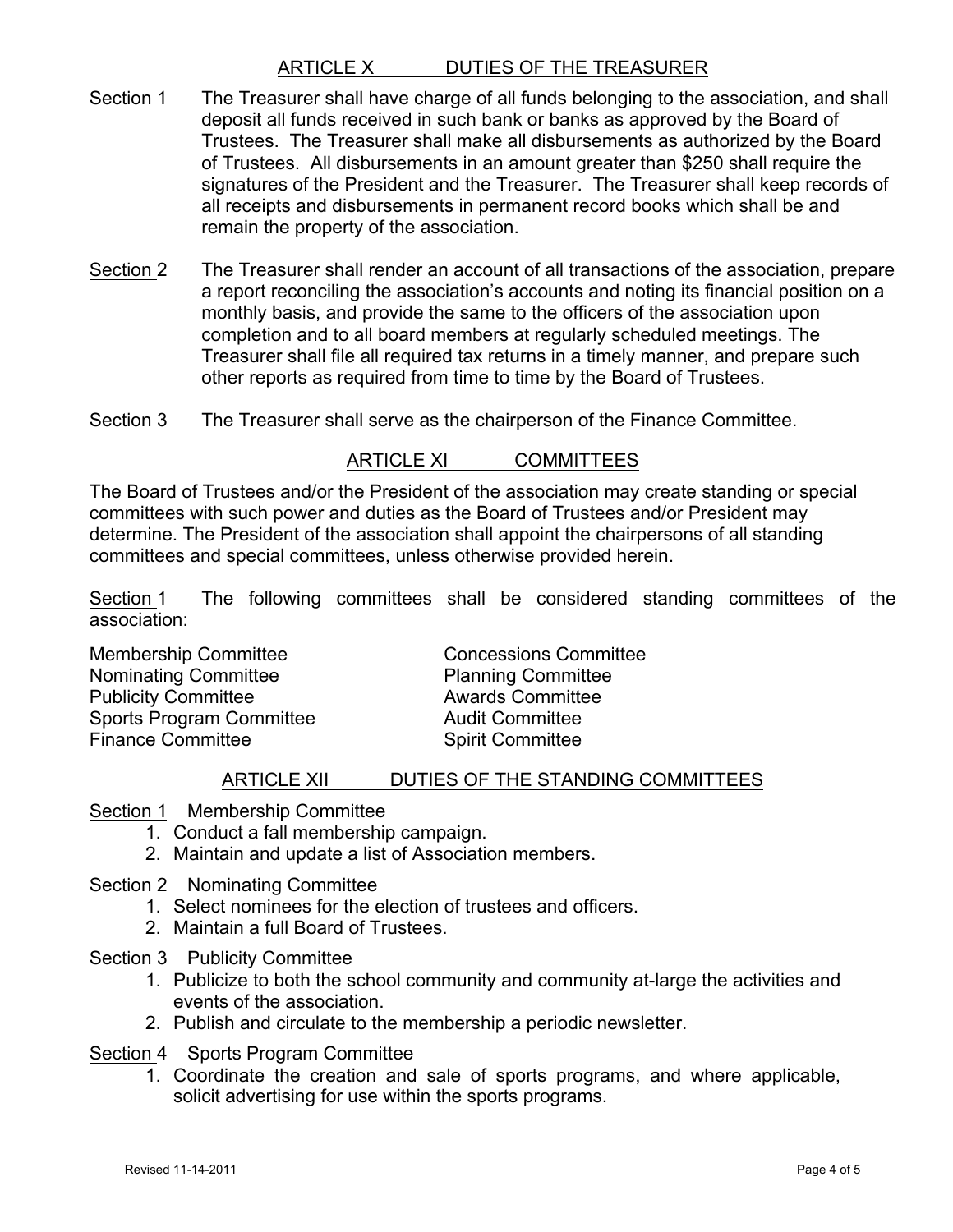## ARTICLE X DUTIES OF THE TREASURER

Section 1 The Treasurer shall have charge of all funds belonging to the association, and shall deposit all funds received in such bank or banks as approved by the Board of Trustees. The Treasurer shall make all disbursements as authorized by the Board of Trustees. All disbursements in an amount greater than $250 shall require the signatures of the President and the Treasurer. The Treasurer shall keep records of all receipts and disbursements in permanent record books which shall be and remain the property of the association.

Section 2 The Treasurer shall render an account of all transactions of the association, prepare a report reconciling the association's accounts and noting its financial position on a monthly basis, and provide the same to the officers of the association upon completion and to all board members at regularly scheduled meetings. The Treasurer shall file all required tax returns in a timely manner, and prepare such other reports as required from time to time by the Board of Trustees.

Section 3 The Treasurer shall serve as the chairperson of the Finance Committee.

## ARTICLE XI COMMITTEES

The Board of Trustees and/or the President of the association may create standing or special committees with such power and duties as the Board of Trustees and/or President may determine. The President of the association shall appoint the chairpersons of all standing committees and special committees, unless otherwise provided herein.

Section 1 The following committees shall be considered standing committees of the association:

- Membership Committee
- Nominating Committee
- Publicity Committee
- Sports Program Committee
- Finance Committee
- Concessions Committee
- Planning Committee
- Awards Committee
- Audit Committee
- Spirit Committee

## ARTICLE XII DUTIES OF THE STANDING COMMITTEES

Section 1 Membership Committee

1. Conduct a fall membership campaign.
2. Maintain and update a list of Association members.

Section 2 Nominating Committee

1. Select nominees for the election of trustees and officers.
2. Maintain a full Board of Trustees.

Section 3 Publicity Committee

1. Publicize to both the school community and community at-large the activities and events of the association.
2. Publish and circulate to the membership a periodic newsletter.

Section 4 Sports Program Committee

1. Coordinate the creation and sale of sports programs, and where applicable, solicit advertising for use within the sports programs.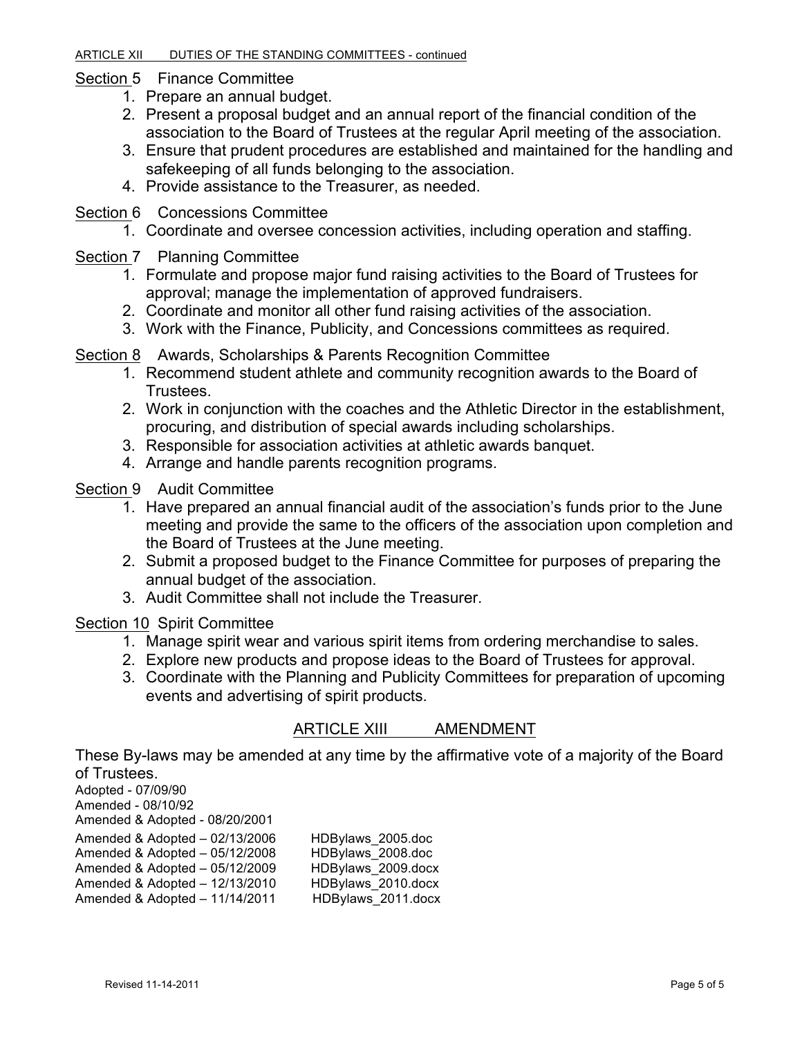ARTICLE XII DUTIES OF THE STANDING COMMITTEES - continued

Section 5 Finance Committee

1. Prepare an annual budget.
2. Present a proposal budget and an annual report of the financial condition of the association to the Board of Trustees at the regular April meeting of the association.
3. Ensure that prudent procedures are established and maintained for the handling and safekeeping of all funds belonging to the association.
4. Provide assistance to the Treasurer, as needed.

Section 6 Concessions Committee

1. Coordinate and oversee concession activities, including operation and staffing.

Section 7 Planning Committee

1. Formulate and propose major fund raising activities to the Board of Trustees for approval; manage the implementation of approved fundraisers.
2. Coordinate and monitor all other fund raising activities of the association.
3. Work with the Finance, Publicity, and Concessions committees as required.

Section 8 Awards, Scholarships & Parents Recognition Committee

1. Recommend student athlete and community recognition awards to the Board of Trustees.
2. Work in conjunction with the coaches and the Athletic Director in the establishment, procuring, and distribution of special awards including scholarships.
3. Responsible for association activities at athletic awards banquet.
4. Arrange and handle parents recognition programs.

Section 9 Audit Committee

1. Have prepared an annual financial audit of the association's funds prior to the June meeting and provide the same to the officers of the association upon completion and the Board of Trustees at the June meeting.
2. Submit a proposed budget to the Finance Committee for purposes of preparing the annual budget of the association.
3. Audit Committee shall not include the Treasurer.

Section 10 Spirit Committee

1. Manage spirit wear and various spirit items from ordering merchandise to sales.
2. Explore new products and propose ideas to the Board of Trustees for approval.
3. Coordinate with the Planning and Publicity Committees for preparation of upcoming events and advertising of spirit products.

## ARTICLE XIII AMENDMENT

These By-laws may be amended at any time by the affirmative vote of a majority of the Board of Trustees.

Adopted - 07/09/90
Amended - 08/10/92
Amended & Adopted - 08/20/2001

| | |
|---|---|
| Amended & Adopted – 02/13/2006 | HDBylaws_2005.doc |
| Amended & Adopted – 05/12/2008 | HDBylaws_2008.doc |
| Amended & Adopted – 05/12/2009 | HDBylaws_2009.docx |
| Amended & Adopted – 12/13/2010 | HDBylaws_2010.docx |
| Amended & Adopted – 11/14/2011 | HDBylaws_2011.docx |

Revised 11-14-2011